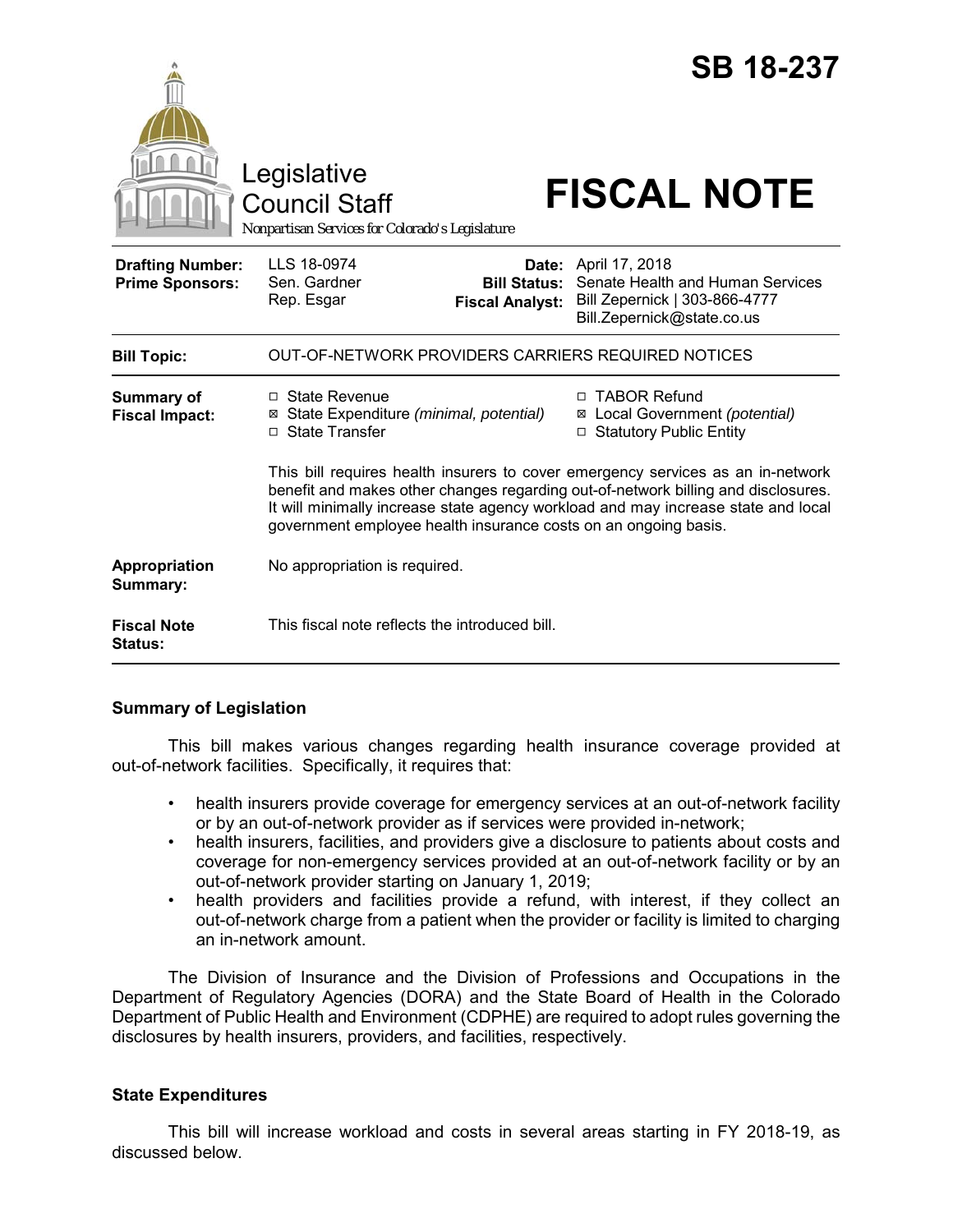# SB 18-237

Legislative Council Staff

Nonpartisan Services for Colorado's Legislature

# FISCAL NOTE

| | | | |
|---|---|---|---|
| **Drafting Number:** | LLS 18-0974 | **Date:** | April 17, 2018 |
| **Prime Sponsors:** | Sen. Gardner<br>Rep. Esgar | **Bill Status:** | Senate Health and Human Services |
| | | **Fiscal Analyst:** | Bill Zepernick \| 303-866-4777<br>Bill.Zepernick@state.co.us |

| | |
|---|---|
| **Bill Topic:** | OUT-OF-NETWORK PROVIDERS CARRIERS REQUIRED NOTICES |
| **Summary of Fiscal Impact:** | ☐ State Revenue<br>☒ State Expenditure *(minimal, potential)*<br>☐ State Transfer<br>☐ TABOR Refund<br>☒ Local Government *(potential)*<br>☐ Statutory Public Entity<br><br>This bill requires health insurers to cover emergency services as an in-network benefit and makes other changes regarding out-of-network billing and disclosures. It will minimally increase state agency workload and may increase state and local government employee health insurance costs on an ongoing basis. |
| **Appropriation Summary:** | No appropriation is required. |
| **Fiscal Note Status:** | This fiscal note reflects the introduced bill. |

## Summary of Legislation

This bill makes various changes regarding health insurance coverage provided at out-of-network facilities. Specifically, it requires that:

- health insurers provide coverage for emergency services at an out-of-network facility or by an out-of-network provider as if services were provided in-network;
- health insurers, facilities, and providers give a disclosure to patients about costs and coverage for non-emergency services provided at an out-of-network facility or by an out-of-network provider starting on January 1, 2019;
- health providers and facilities provide a refund, with interest, if they collect an out-of-network charge from a patient when the provider or facility is limited to charging an in-network amount.

The Division of Insurance and the Division of Professions and Occupations in the Department of Regulatory Agencies (DORA) and the State Board of Health in the Colorado Department of Public Health and Environment (CDPHE) are required to adopt rules governing the disclosures by health insurers, providers, and facilities, respectively.

## State Expenditures

This bill will increase workload and costs in several areas starting in FY 2018-19, as discussed below.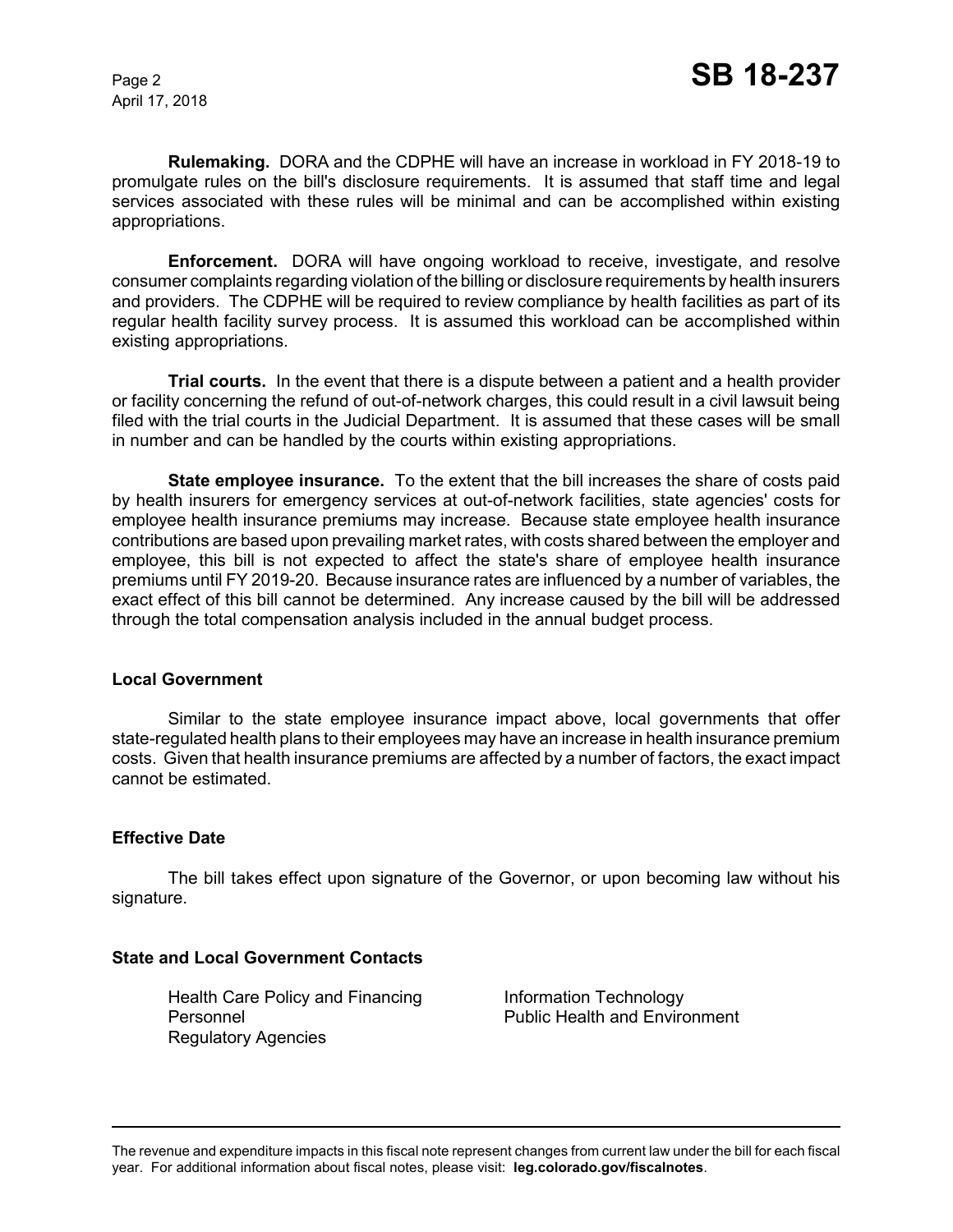**Rulemaking.** DORA and the CDPHE will have an increase in workload in FY 2018-19 to promulgate rules on the bill's disclosure requirements. It is assumed that staff time and legal services associated with these rules will be minimal and can be accomplished within existing appropriations.

**Enforcement.** DORA will have ongoing workload to receive, investigate, and resolve consumer complaints regarding violation of the billing or disclosure requirements by health insurers and providers. The CDPHE will be required to review compliance by health facilities as part of its regular health facility survey process. It is assumed this workload can be accomplished within existing appropriations.

**Trial courts.** In the event that there is a dispute between a patient and a health provider or facility concerning the refund of out-of-network charges, this could result in a civil lawsuit being filed with the trial courts in the Judicial Department. It is assumed that these cases will be small in number and can be handled by the courts within existing appropriations.

**State employee insurance.** To the extent that the bill increases the share of costs paid by health insurers for emergency services at out-of-network facilities, state agencies' costs for employee health insurance premiums may increase. Because state employee health insurance contributions are based upon prevailing market rates, with costs shared between the employer and employee, this bill is not expected to affect the state's share of employee health insurance premiums until FY 2019-20. Because insurance rates are influenced by a number of variables, the exact effect of this bill cannot be determined. Any increase caused by the bill will be addressed through the total compensation analysis included in the annual budget process.

## Local Government

Similar to the state employee insurance impact above, local governments that offer state-regulated health plans to their employees may have an increase in health insurance premium costs. Given that health insurance premiums are affected by a number of factors, the exact impact cannot be estimated.

## Effective Date

The bill takes effect upon signature of the Governor, or upon becoming law without his signature.

## State and Local Government Contacts

Health Care Policy and Financing
Information Technology
Personnel
Public Health and Environment
Regulatory Agencies

The revenue and expenditure impacts in this fiscal note represent changes from current law under the bill for each fiscal year. For additional information about fiscal notes, please visit: **leg.colorado.gov/fiscalnotes**.